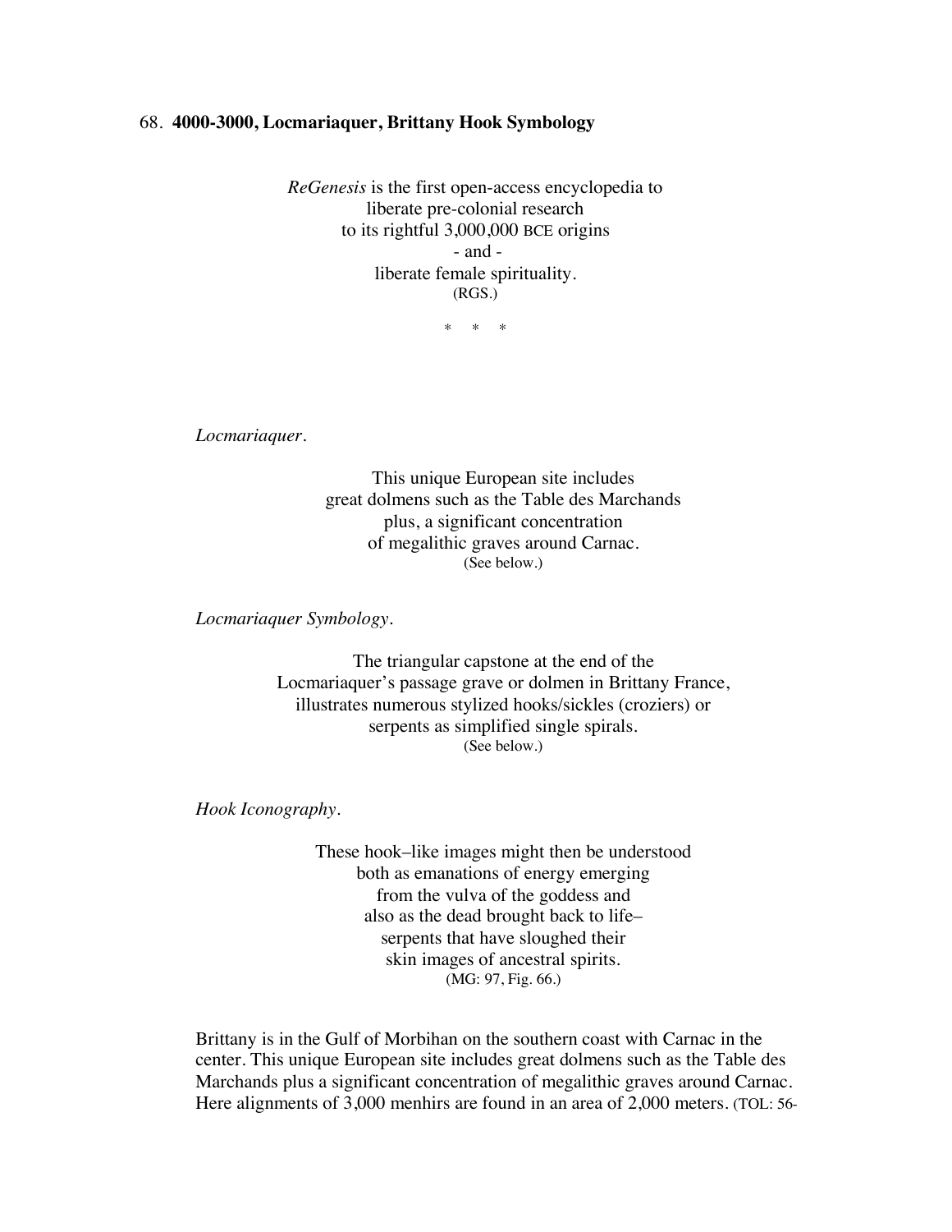68. **4000-3000, Locmariaquer, Brittany Hook Symbology**

*ReGenesis* is the first open-access encyclopedia to
liberate pre-colonial research
to its rightful 3,000,000 BCE origins
\- and -
liberate female spirituality.
(RGS.)

\* \* \*

*Locmariaquer.*

This unique European site includes
great dolmens such as the Table des Marchands
plus, a significant concentration
of megalithic graves around Carnac.
(See below.)

*Locmariaquer Symbology.*

The triangular capstone at the end of the
Locmariaquer's passage grave or dolmen in Brittany France,
illustrates numerous stylized hooks/sickles (croziers) or
serpents as simplified single spirals.
(See below.)

*Hook Iconography.*

These hook–like images might then be understood
both as emanations of energy emerging
from the vulva of the goddess and
also as the dead brought back to life–
serpents that have sloughed their
skin images of ancestral spirits.
(MG: 97, Fig. 66.)

Brittany is in the Gulf of Morbihan on the southern coast with Carnac in the center. This unique European site includes great dolmens such as the Table des Marchands plus a significant concentration of megalithic graves around Carnac. Here alignments of 3,000 menhirs are found in an area of 2,000 meters. (TOL: 56-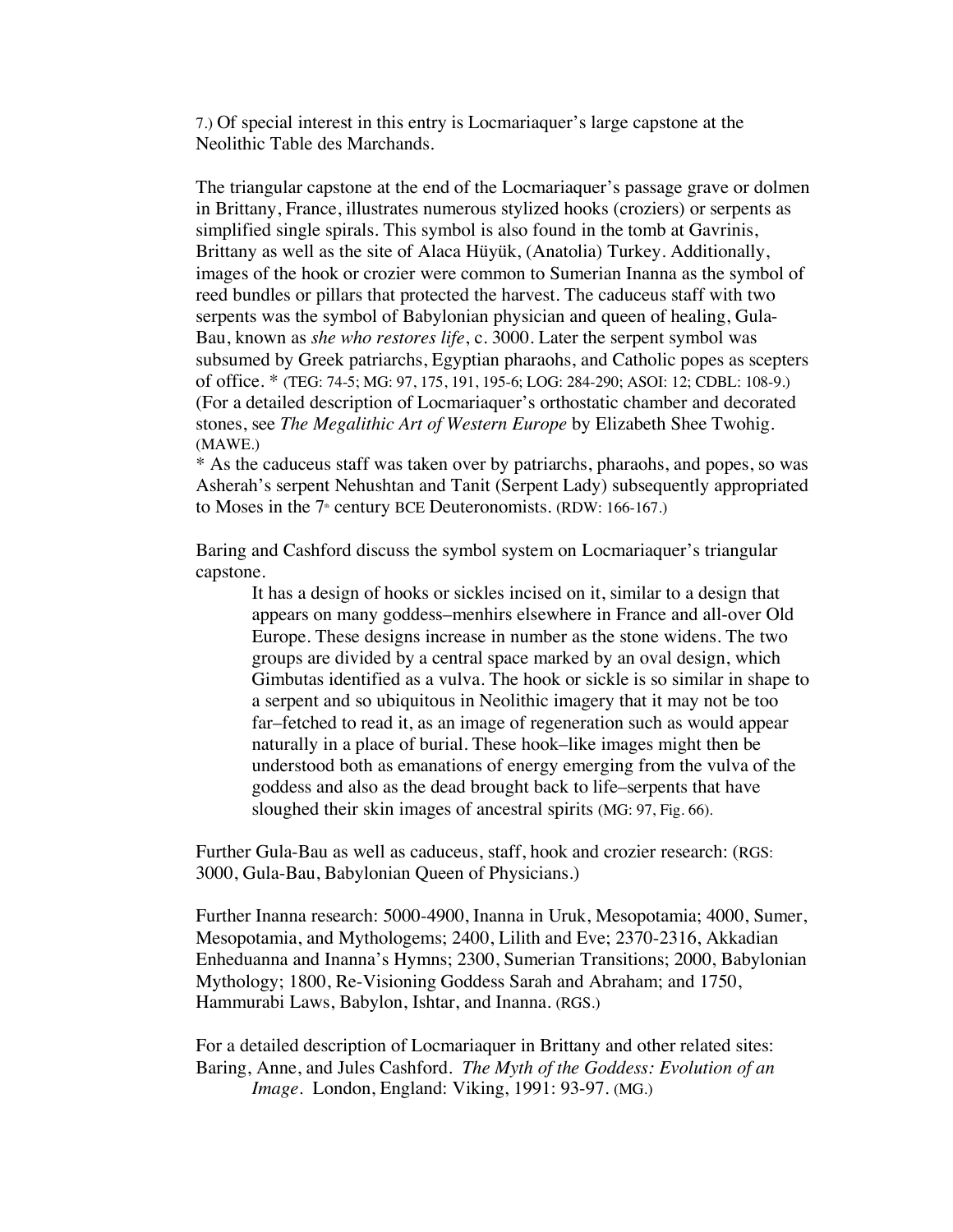7.) Of special interest in this entry is Locmariaquer's large capstone at the Neolithic Table des Marchands.

The triangular capstone at the end of the Locmariaquer's passage grave or dolmen in Brittany, France, illustrates numerous stylized hooks (croziers) or serpents as simplified single spirals. This symbol is also found in the tomb at Gavrinis, Brittany as well as the site of Alaca Hüyük, (Anatolia) Turkey. Additionally, images of the hook or crozier were common to Sumerian Inanna as the symbol of reed bundles or pillars that protected the harvest. The caduceus staff with two serpents was the symbol of Babylonian physician and queen of healing, Gula-Bau, known as *she who restores life*, c. 3000. Later the serpent symbol was subsumed by Greek patriarchs, Egyptian pharaohs, and Catholic popes as scepters of office. * (TEG: 74-5; MG: 97, 175, 191, 195-6; LOG: 284-290; ASOI: 12; CDBL: 108-9.) (For a detailed description of Locmariaquer's orthostatic chamber and decorated stones, see *The Megalithic Art of Western Europe* by Elizabeth Shee Twohig. (MAWE.)

* As the caduceus staff was taken over by patriarchs, pharaohs, and popes, so was Asherah's serpent Nehushtan and Tanit (Serpent Lady) subsequently appropriated to Moses in the 7th century BCE Deuteronomists. (RDW: 166-167.)

Baring and Cashford discuss the symbol system on Locmariaquer's triangular capstone.

> It has a design of hooks or sickles incised on it, similar to a design that appears on many goddess–menhirs elsewhere in France and all-over Old Europe. These designs increase in number as the stone widens. The two groups are divided by a central space marked by an oval design, which Gimbutas identified as a vulva. The hook or sickle is so similar in shape to a serpent and so ubiquitous in Neolithic imagery that it may not be too far–fetched to read it, as an image of regeneration such as would appear naturally in a place of burial. These hook–like images might then be understood both as emanations of energy emerging from the vulva of the goddess and also as the dead brought back to life–serpents that have sloughed their skin images of ancestral spirits (MG: 97, Fig. 66).

Further Gula-Bau as well as caduceus, staff, hook and crozier research: (RGS: 3000, Gula-Bau, Babylonian Queen of Physicians.)

Further Inanna research: 5000-4900, Inanna in Uruk, Mesopotamia; 4000, Sumer, Mesopotamia, and Mythologems; 2400, Lilith and Eve; 2370-2316, Akkadian Enheduanna and Inanna's Hymns; 2300, Sumerian Transitions; 2000, Babylonian Mythology; 1800, Re-Visioning Goddess Sarah and Abraham; and 1750, Hammurabi Laws, Babylon, Ishtar, and Inanna. (RGS.)

For a detailed description of Locmariaquer in Brittany and other related sites:
Baring, Anne, and Jules Cashford. *The Myth of the Goddess: Evolution of an Image*. London, England: Viking, 1991: 93-97. (MG.)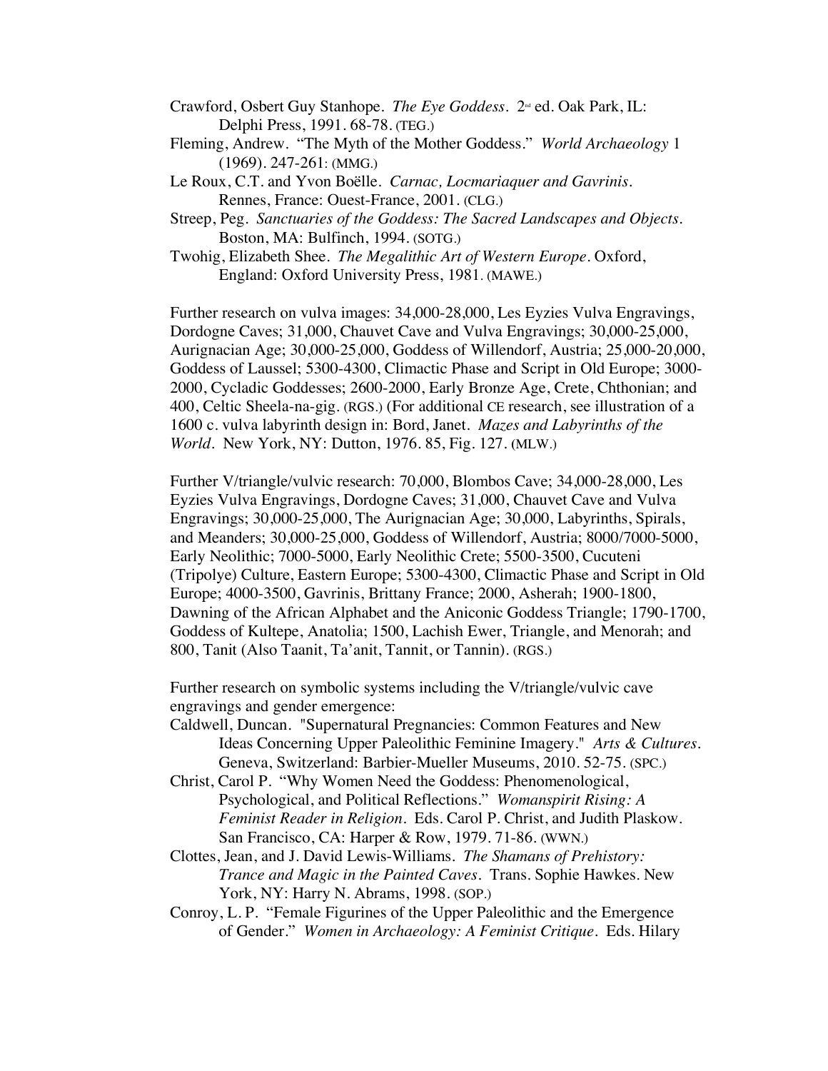Crawford, Osbert Guy Stanhope. *The Eye Goddess*. 2nd ed. Oak Park, IL: Delphi Press, 1991. 68-78. (TEG.)

Fleming, Andrew. "The Myth of the Mother Goddess." *World Archaeology* 1 (1969). 247-261: (MMG.)

Le Roux, C.T. and Yvon Boëlle. *Carnac, Locmariaquer and Gavrinis*. Rennes, France: Ouest-France, 2001. (CLG.)

Streep, Peg. *Sanctuaries of the Goddess: The Sacred Landscapes and Objects*. Boston, MA: Bulfinch, 1994. (SOTG.)

Twohig, Elizabeth Shee. *The Megalithic Art of Western Europe*. Oxford, England: Oxford University Press, 1981. (MAWE.)

Further research on vulva images: 34,000-28,000, Les Eyzies Vulva Engravings, Dordogne Caves; 31,000, Chauvet Cave and Vulva Engravings; 30,000-25,000, Aurignacian Age; 30,000-25,000, Goddess of Willendorf, Austria; 25,000-20,000, Goddess of Laussel; 5300-4300, Climactic Phase and Script in Old Europe; 3000-2000, Cycladic Goddesses; 2600-2000, Early Bronze Age, Crete, Chthonian; and 400, Celtic Sheela-na-gig. (RGS.) (For additional CE research, see illustration of a 1600 c. vulva labyrinth design in: Bord, Janet. *Mazes and Labyrinths of the World*. New York, NY: Dutton, 1976. 85, Fig. 127. (MLW.)

Further V/triangle/vulvic research: 70,000, Blombos Cave; 34,000-28,000, Les Eyzies Vulva Engravings, Dordogne Caves; 31,000, Chauvet Cave and Vulva Engravings; 30,000-25,000, The Aurignacian Age; 30,000, Labyrinths, Spirals, and Meanders; 30,000-25,000, Goddess of Willendorf, Austria; 8000/7000-5000, Early Neolithic; 7000-5000, Early Neolithic Crete; 5500-3500, Cucuteni (Tripolye) Culture, Eastern Europe; 5300-4300, Climactic Phase and Script in Old Europe; 4000-3500, Gavrinis, Brittany France; 2000, Asherah; 1900-1800, Dawning of the African Alphabet and the Aniconic Goddess Triangle; 1790-1700, Goddess of Kultepe, Anatolia; 1500, Lachish Ewer, Triangle, and Menorah; and 800, Tanit (Also Taanit, Ta'anit, Tannit, or Tannin). (RGS.)

Further research on symbolic systems including the V/triangle/vulvic cave engravings and gender emergence:

Caldwell, Duncan. "Supernatural Pregnancies: Common Features and New Ideas Concerning Upper Paleolithic Feminine Imagery." *Arts & Cultures*. Geneva, Switzerland: Barbier-Mueller Museums, 2010. 52-75. (SPC.)

Christ, Carol P. "Why Women Need the Goddess: Phenomenological, Psychological, and Political Reflections." *Womanspirit Rising: A Feminist Reader in Religion*. Eds. Carol P. Christ, and Judith Plaskow. San Francisco, CA: Harper & Row, 1979. 71-86. (WWN.)

Clottes, Jean, and J. David Lewis-Williams. *The Shamans of Prehistory: Trance and Magic in the Painted Caves*. Trans. Sophie Hawkes. New York, NY: Harry N. Abrams, 1998. (SOP.)

Conroy, L. P. "Female Figurines of the Upper Paleolithic and the Emergence of Gender." *Women in Archaeology: A Feminist Critique*. Eds. Hilary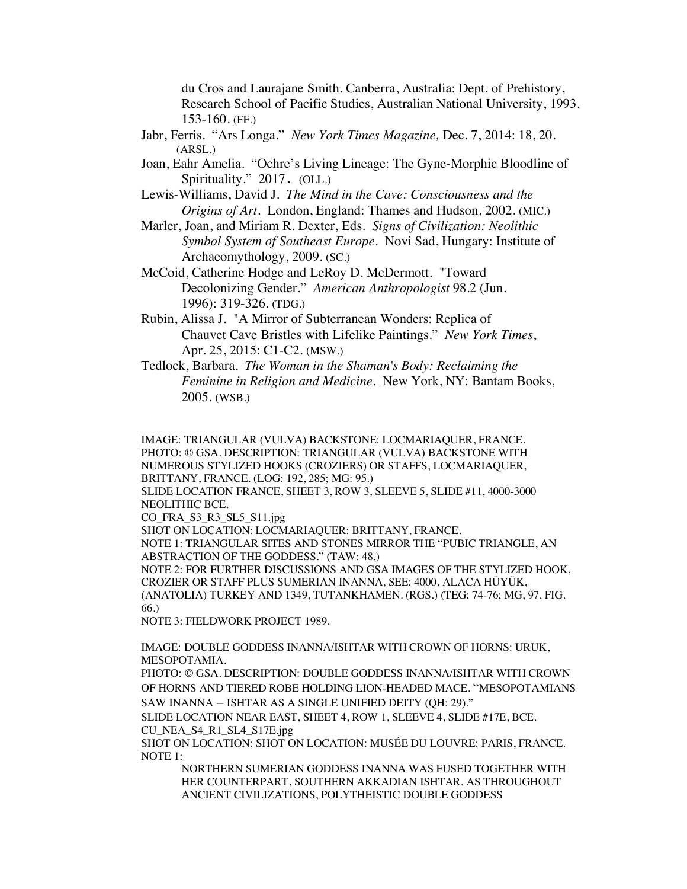du Cros and Laurajane Smith. Canberra, Australia: Dept. of Prehistory, Research School of Pacific Studies, Australian National University, 1993. 153-160. (FF.)

Jabr, Ferris. "Ars Longa." *New York Times Magazine,* Dec. 7, 2014: 18, 20. (ARSL.)

Joan, Eahr Amelia. "Ochre's Living Lineage: The Gyne-Morphic Bloodline of Spirituality." 2017. (OLL.)

Lewis-Williams, David J. *The Mind in the Cave: Consciousness and the Origins of Art*. London, England: Thames and Hudson, 2002. (MIC.)

Marler, Joan, and Miriam R. Dexter, Eds. *Signs of Civilization: Neolithic Symbol System of Southeast Europe*. Novi Sad, Hungary: Institute of Archaeomythology, 2009. (SC.)

McCoid, Catherine Hodge and LeRoy D. McDermott. "Toward Decolonizing Gender." *American Anthropologist* 98.2 (Jun. 1996): 319-326. (TDG.)

Rubin, Alissa J. "A Mirror of Subterranean Wonders: Replica of Chauvet Cave Bristles with Lifelike Paintings." *New York Times*, Apr. 25, 2015: C1-C2. (MSW.)

Tedlock, Barbara. *The Woman in the Shaman's Body: Reclaiming the Feminine in Religion and Medicine*. New York, NY: Bantam Books, 2005. (WSB.)

IMAGE: TRIANGULAR (VULVA) BACKSTONE: LOCMARIAQUER, FRANCE.
PHOTO: © GSA. DESCRIPTION: TRIANGULAR (VULVA) BACKSTONE WITH NUMEROUS STYLIZED HOOKS (CROZIERS) OR STAFFS, LOCMARIAQUER, BRITTANY, FRANCE. (LOG: 192, 285; MG: 95.)
SLIDE LOCATION FRANCE, SHEET 3, ROW 3, SLEEVE 5, SLIDE #11, 4000-3000 NEOLITHIC BCE.
CO_FRA_S3_R3_SL5_S11.jpg
SHOT ON LOCATION: LOCMARIAQUER: BRITTANY, FRANCE.
NOTE 1: TRIANGULAR SITES AND STONES MIRROR THE "PUBIC TRIANGLE, AN ABSTRACTION OF THE GODDESS." (TAW: 48.)
NOTE 2: FOR FURTHER DISCUSSIONS AND GSA IMAGES OF THE STYLIZED HOOK, CROZIER OR STAFF PLUS SUMERIAN INANNA, SEE: 4000, ALACA HÜYÜK, (ANATOLIA) TURKEY AND 1349, TUTANKHAMEN. (RGS.) (TEG: 74-76; MG, 97. FIG. 66.)
NOTE 3: FIELDWORK PROJECT 1989.

IMAGE: DOUBLE GODDESS INANNA/ISHTAR WITH CROWN OF HORNS: URUK, MESOPOTAMIA.
PHOTO: © GSA. DESCRIPTION: DOUBLE GODDESS INANNA/ISHTAR WITH CROWN OF HORNS AND TIERED ROBE HOLDING LION-HEADED MACE. "MESOPOTAMIANS SAW INANNA – ISHTAR AS A SINGLE UNIFIED DEITY (QH: 29)."
SLIDE LOCATION NEAR EAST, SHEET 4, ROW 1, SLEEVE 4, SLIDE #17E, BCE.
CU_NEA_S4_R1_SL4_S17E.jpg
SHOT ON LOCATION: SHOT ON LOCATION: MUSÉE DU LOUVRE: PARIS, FRANCE.
NOTE 1:

NORTHERN SUMERIAN GODDESS INANNA WAS FUSED TOGETHER WITH HER COUNTERPART, SOUTHERN AKKADIAN ISHTAR. AS THROUGHOUT ANCIENT CIVILIZATIONS, POLYTHEISTIC DOUBLE GODDESS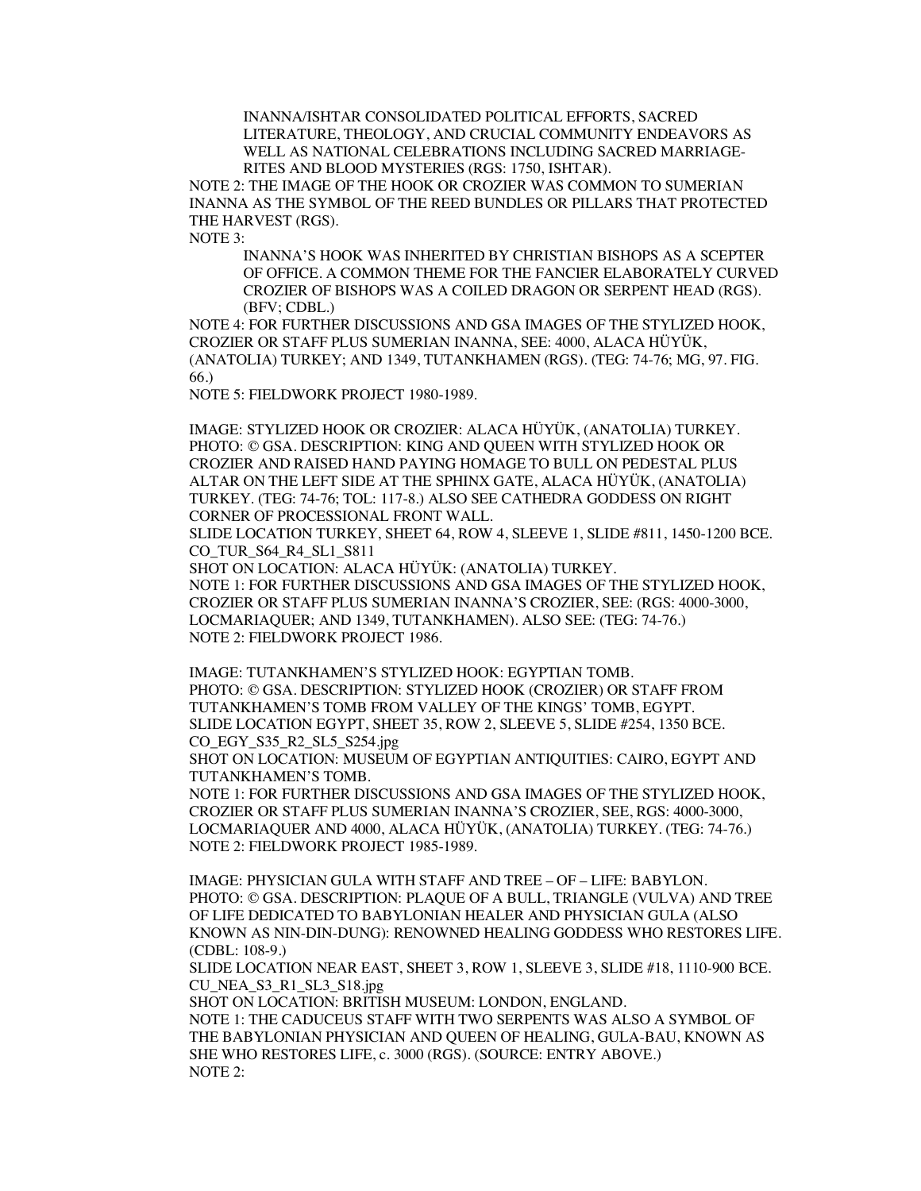> INANNA/ISHTAR CONSOLIDATED POLITICAL EFFORTS, SACRED LITERATURE, THEOLOGY, AND CRUCIAL COMMUNITY ENDEAVORS AS WELL AS NATIONAL CELEBRATIONS INCLUDING SACRED MARRIAGE-RITES AND BLOOD MYSTERIES (RGS: 1750, ISHTAR).

NOTE 2: THE IMAGE OF THE HOOK OR CROZIER WAS COMMON TO SUMERIAN INANNA AS THE SYMBOL OF THE REED BUNDLES OR PILLARS THAT PROTECTED THE HARVEST (RGS).

NOTE 3:

> INANNA'S HOOK WAS INHERITED BY CHRISTIAN BISHOPS AS A SCEPTER OF OFFICE. A COMMON THEME FOR THE FANCIER ELABORATELY CURVED CROZIER OF BISHOPS WAS A COILED DRAGON OR SERPENT HEAD (RGS). (BFV; CDBL.)

NOTE 4: FOR FURTHER DISCUSSIONS AND GSA IMAGES OF THE STYLIZED HOOK, CROZIER OR STAFF PLUS SUMERIAN INANNA, SEE: 4000, ALACA HÜYÜK, (ANATOLIA) TURKEY; AND 1349, TUTANKHAMEN (RGS). (TEG: 74-76; MG, 97. FIG. 66.)

NOTE 5: FIELDWORK PROJECT 1980-1989.

IMAGE: STYLIZED HOOK OR CROZIER: ALACA HÜYÜK, (ANATOLIA) TURKEY.
PHOTO: © GSA. DESCRIPTION: KING AND QUEEN WITH STYLIZED HOOK OR CROZIER AND RAISED HAND PAYING HOMAGE TO BULL ON PEDESTAL PLUS ALTAR ON THE LEFT SIDE AT THE SPHINX GATE, ALACA HÜYÜK, (ANATOLIA) TURKEY. (TEG: 74-76; TOL: 117-8.) ALSO SEE CATHEDRA GODDESS ON RIGHT CORNER OF PROCESSIONAL FRONT WALL.
SLIDE LOCATION TURKEY, SHEET 64, ROW 4, SLEEVE 1, SLIDE #811, 1450-1200 BCE.
CO_TUR_S64_R4_SL1_S811
SHOT ON LOCATION: ALACA HÜYÜK: (ANATOLIA) TURKEY.
NOTE 1: FOR FURTHER DISCUSSIONS AND GSA IMAGES OF THE STYLIZED HOOK, CROZIER OR STAFF PLUS SUMERIAN INANNA'S CROZIER, SEE: (RGS: 4000-3000, LOCMARIAQUER; AND 1349, TUTANKHAMEN). ALSO SEE: (TEG: 74-76.)
NOTE 2: FIELDWORK PROJECT 1986.

IMAGE: TUTANKHAMEN'S STYLIZED HOOK: EGYPTIAN TOMB.
PHOTO: © GSA. DESCRIPTION: STYLIZED HOOK (CROZIER) OR STAFF FROM TUTANKHAMEN'S TOMB FROM VALLEY OF THE KINGS' TOMB, EGYPT.
SLIDE LOCATION EGYPT, SHEET 35, ROW 2, SLEEVE 5, SLIDE #254, 1350 BCE.
CO_EGY_S35_R2_SL5_S254.jpg
SHOT ON LOCATION: MUSEUM OF EGYPTIAN ANTIQUITIES: CAIRO, EGYPT AND TUTANKHAMEN'S TOMB.
NOTE 1: FOR FURTHER DISCUSSIONS AND GSA IMAGES OF THE STYLIZED HOOK, CROZIER OR STAFF PLUS SUMERIAN INANNA'S CROZIER, SEE, RGS: 4000-3000, LOCMARIAQUER AND 4000, ALACA HÜYÜK, (ANATOLIA) TURKEY. (TEG: 74-76.)
NOTE 2: FIELDWORK PROJECT 1985-1989.

IMAGE: PHYSICIAN GULA WITH STAFF AND TREE – OF – LIFE: BABYLON.
PHOTO: © GSA. DESCRIPTION: PLAQUE OF A BULL, TRIANGLE (VULVA) AND TREE OF LIFE DEDICATED TO BABYLONIAN HEALER AND PHYSICIAN GULA (ALSO KNOWN AS NIN-DIN-DUNG): RENOWNED HEALING GODDESS WHO RESTORES LIFE. (CDBL: 108-9.)
SLIDE LOCATION NEAR EAST, SHEET 3, ROW 1, SLEEVE 3, SLIDE #18, 1110-900 BCE.
CU_NEA_S3_R1_SL3_S18.jpg
SHOT ON LOCATION: BRITISH MUSEUM: LONDON, ENGLAND.
NOTE 1: THE CADUCEUS STAFF WITH TWO SERPENTS WAS ALSO A SYMBOL OF THE BABYLONIAN PHYSICIAN AND QUEEN OF HEALING, GULA-BAU, KNOWN AS SHE WHO RESTORES LIFE, c. 3000 (RGS). (SOURCE: ENTRY ABOVE.)
NOTE 2: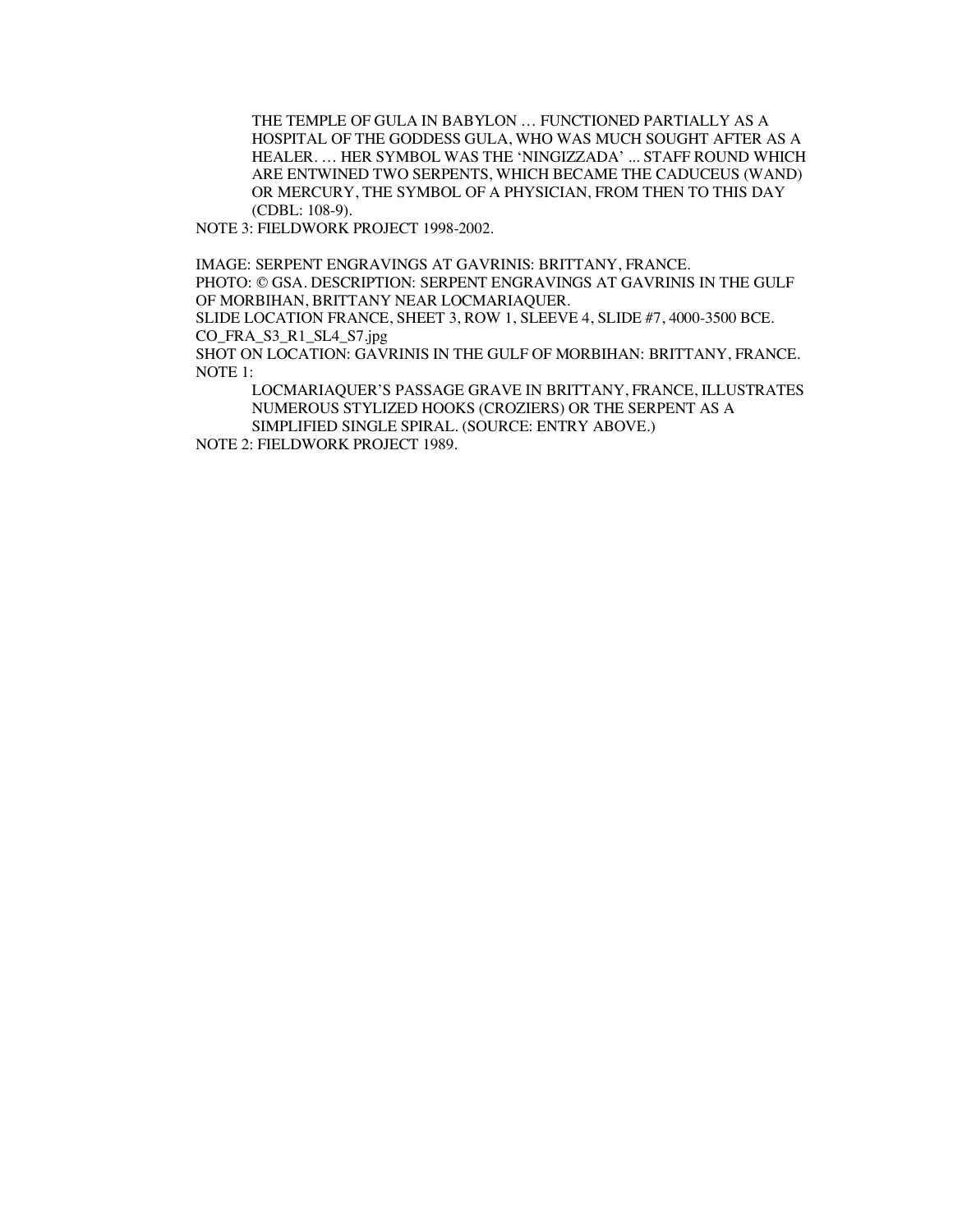> THE TEMPLE OF GULA IN BABYLON … FUNCTIONED PARTIALLY AS A HOSPITAL OF THE GODDESS GULA, WHO WAS MUCH SOUGHT AFTER AS A HEALER. … HER SYMBOL WAS THE 'NINGIZZADA' ... STAFF ROUND WHICH ARE ENTWINED TWO SERPENTS, WHICH BECAME THE CADUCEUS (WAND) OR MERCURY, THE SYMBOL OF A PHYSICIAN, FROM THEN TO THIS DAY (CDBL: 108-9).

NOTE 3: FIELDWORK PROJECT 1998-2002.

IMAGE: SERPENT ENGRAVINGS AT GAVRINIS: BRITTANY, FRANCE.
PHOTO: © GSA. DESCRIPTION: SERPENT ENGRAVINGS AT GAVRINIS IN THE GULF OF MORBIHAN, BRITTANY NEAR LOCMARIAQUER.
SLIDE LOCATION FRANCE, SHEET 3, ROW 1, SLEEVE 4, SLIDE #7, 4000-3500 BCE.
CO_FRA_S3_R1_SL4_S7.jpg
SHOT ON LOCATION: GAVRINIS IN THE GULF OF MORBIHAN: BRITTANY, FRANCE.
NOTE 1:

> LOCMARIAQUER'S PASSAGE GRAVE IN BRITTANY, FRANCE, ILLUSTRATES NUMEROUS STYLIZED HOOKS (CROZIERS) OR THE SERPENT AS A SIMPLIFIED SINGLE SPIRAL. (SOURCE: ENTRY ABOVE.)

NOTE 2: FIELDWORK PROJECT 1989.